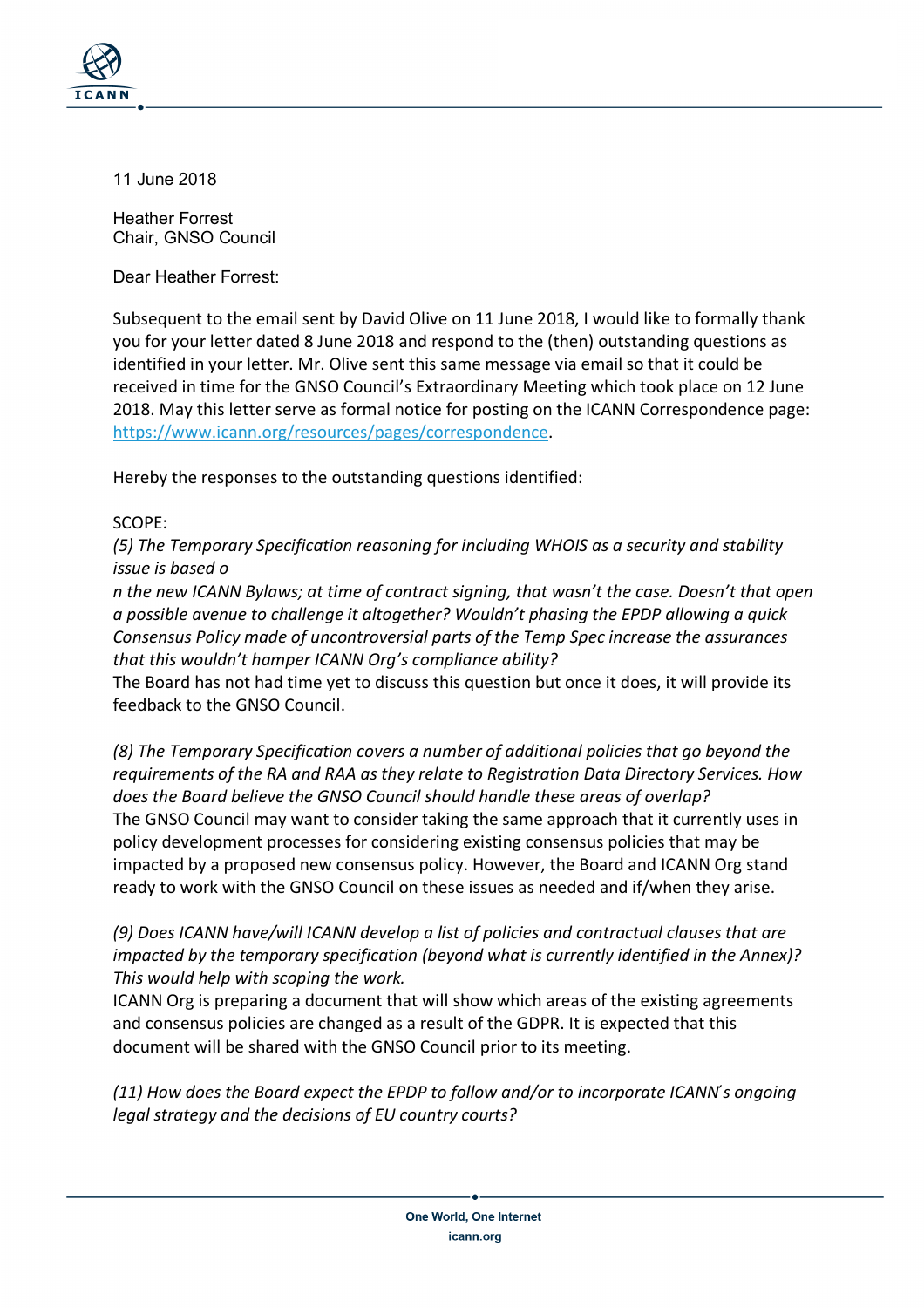11 June 2018

Heather Forrest
Chair, GNSO Council

Dear Heather Forrest:

Subsequent to the email sent by David Olive on 11 June 2018, I would like to formally thank you for your letter dated 8 June 2018 and respond to the (then) outstanding questions as identified in your letter. Mr. Olive sent this same message via email so that it could be received in time for the GNSO Council's Extraordinary Meeting which took place on 12 June 2018. May this letter serve as formal notice for posting on the ICANN Correspondence page: https://www.icann.org/resources/pages/correspondence.

Hereby the responses to the outstanding questions identified:

SCOPE:

*(5) The Temporary Specification reasoning for including WHOIS as a security and stability issue is based on the new ICANN Bylaws; at time of contract signing, that wasn't the case. Doesn't that open a possible avenue to challenge it altogether? Wouldn't phasing the EPDP allowing a quick Consensus Policy made of uncontroversial parts of the Temp Spec increase the assurances that this wouldn't hamper ICANN Org's compliance ability?*

The Board has not had time yet to discuss this question but once it does, it will provide its feedback to the GNSO Council.

*(8) The Temporary Specification covers a number of additional policies that go beyond the requirements of the RA and RAA as they relate to Registration Data Directory Services. How does the Board believe the GNSO Council should handle these areas of overlap?*

The GNSO Council may want to consider taking the same approach that it currently uses in policy development processes for considering existing consensus policies that may be impacted by a proposed new consensus policy. However, the Board and ICANN Org stand ready to work with the GNSO Council on these issues as needed and if/when they arise.

*(9) Does ICANN have/will ICANN develop a list of policies and contractual clauses that are impacted by the temporary specification (beyond what is currently identified in the Annex)? This would help with scoping the work.*

ICANN Org is preparing a document that will show which areas of the existing agreements and consensus policies are changed as a result of the GDPR. It is expected that this document will be shared with the GNSO Council prior to its meeting.

*(11) How does the Board expect the EPDP to follow and/or to incorporate ICANN's ongoing legal strategy and the decisions of EU country courts?*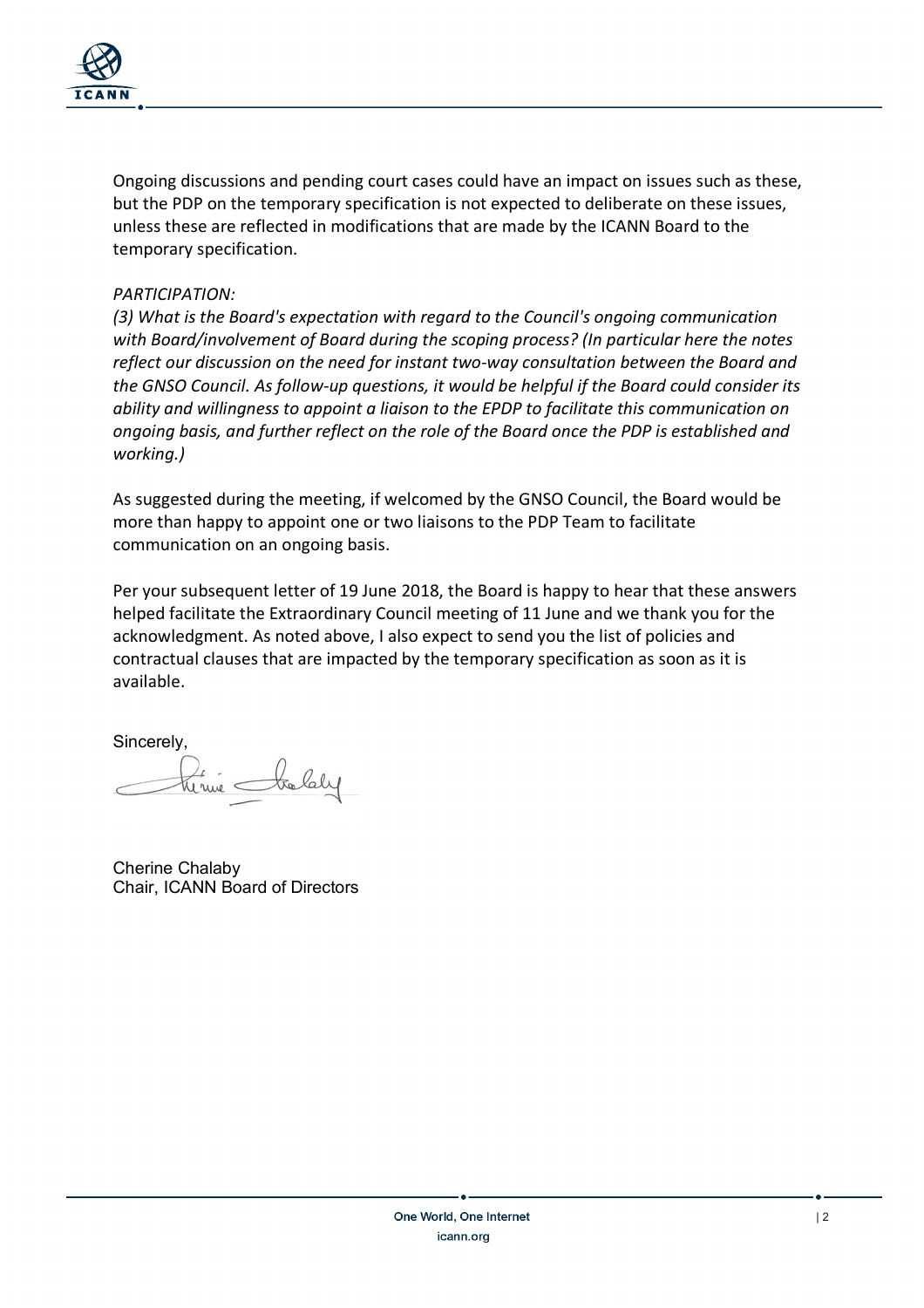Ongoing discussions and pending court cases could have an impact on issues such as these, but the PDP on the temporary specification is not expected to deliberate on these issues, unless these are reflected in modifications that are made by the ICANN Board to the temporary specification.

*PARTICIPATION:*
*(3) What is the Board's expectation with regard to the Council's ongoing communication with Board/involvement of Board during the scoping process? (In particular here the notes reflect our discussion on the need for instant two-way consultation between the Board and the GNSO Council. As follow-up questions, it would be helpful if the Board could consider its ability and willingness to appoint a liaison to the EPDP to facilitate this communication on ongoing basis, and further reflect on the role of the Board once the PDP is established and working.)*

As suggested during the meeting, if welcomed by the GNSO Council, the Board would be more than happy to appoint one or two liaisons to the PDP Team to facilitate communication on an ongoing basis.

Per your subsequent letter of 19 June 2018, the Board is happy to hear that these answers helped facilitate the Extraordinary Council meeting of 11 June and we thank you for the acknowledgment. As noted above, I also expect to send you the list of policies and contractual clauses that are impacted by the temporary specification as soon as it is available.

Sincerely,

Cherine Chalaby
Chair, ICANN Board of Directors